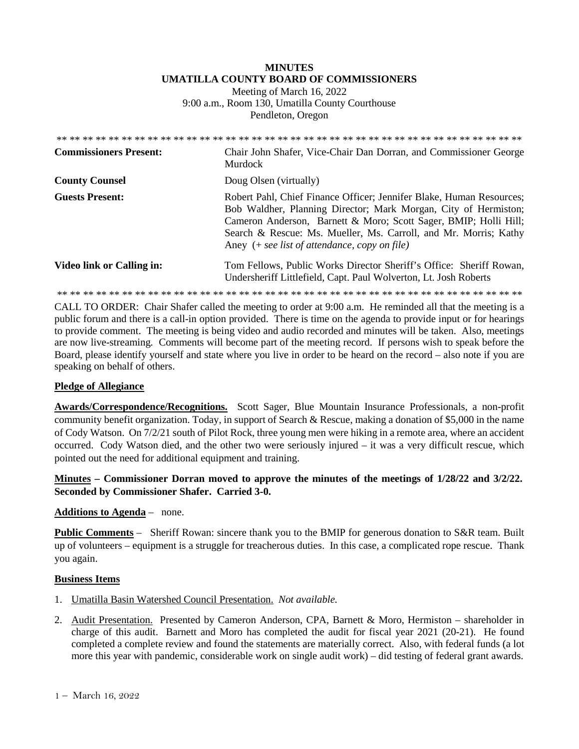**MINUTES**
**UMATILLA COUNTY BOARD OF COMMISSIONERS**
Meeting of March 16, 2022
9:00 a.m., Room 130, Umatilla County Courthouse
Pendleton, Oregon

** ** ** ** ** ** ** ** ** ** ** ** ** ** ** ** ** ** ** ** ** ** ** ** ** ** ** ** ** ** ** ** ** ** ** ** ** ** **

| | |
|---|---|
| **Commissioners Present:** | Chair John Shafer, Vice-Chair Dan Dorran, and Commissioner George Murdock |
| **County Counsel** | Doug Olsen (virtually) |
| **Guests Present:** | Robert Pahl, Chief Finance Officer; Jennifer Blake, Human Resources; Bob Waldher, Planning Director; Mark Morgan, City of Hermiston; Cameron Anderson, Barnett & Moro; Scott Sager, BMIP; Holli Hill; Search & Rescue: Ms. Mueller, Ms. Carroll, and Mr. Morris; Kathy Aney *(+ see list of attendance, copy on file)* |
| **Video link or Calling in:** | Tom Fellows, Public Works Director Sheriff's Office: Sheriff Rowan, Undersheriff Littlefield, Capt. Paul Wolverton, Lt. Josh Roberts |

** ** ** ** ** ** ** ** ** ** ** ** ** ** ** ** ** ** ** ** ** ** ** ** ** ** ** ** ** ** ** ** ** ** ** ** ** ** **

CALL TO ORDER: Chair Shafer called the meeting to order at 9:00 a.m. He reminded all that the meeting is a public forum and there is a call-in option provided. There is time on the agenda to provide input or for hearings to provide comment. The meeting is being video and audio recorded and minutes will be taken. Also, meetings are now live-streaming. Comments will become part of the meeting record. If persons wish to speak before the Board, please identify yourself and state where you live in order to be heard on the record – also note if you are speaking on behalf of others.

**Pledge of Allegiance**

**Awards/Correspondence/Recognitions.** Scott Sager, Blue Mountain Insurance Professionals, a non-profit community benefit organization. Today, in support of Search & Rescue, making a donation of $5,000 in the name of Cody Watson. On 7/2/21 south of Pilot Rock, three young men were hiking in a remote area, where an accident occurred. Cody Watson died, and the other two were seriously injured – it was a very difficult rescue, which pointed out the need for additional equipment and training.

**Minutes – Commissioner Dorran moved to approve the minutes of the meetings of 1/28/22 and 3/2/22. Seconded by Commissioner Shafer. Carried 3-0.**

**Additions to Agenda** – none.

**Public Comments** – Sheriff Rowan: sincere thank you to the BMIP for generous donation to S&R team. Built up of volunteers – equipment is a struggle for treacherous duties. In this case, a complicated rope rescue. Thank you again.

**Business Items**

1. Umatilla Basin Watershed Council Presentation. *Not available.*

2. Audit Presentation. Presented by Cameron Anderson, CPA, Barnett & Moro, Hermiston – shareholder in charge of this audit. Barnett and Moro has completed the audit for fiscal year 2021 (20-21). He found completed a complete review and found the statements are materially correct. Also, with federal funds (a lot more this year with pandemic, considerable work on single audit work) – did testing of federal grant awards.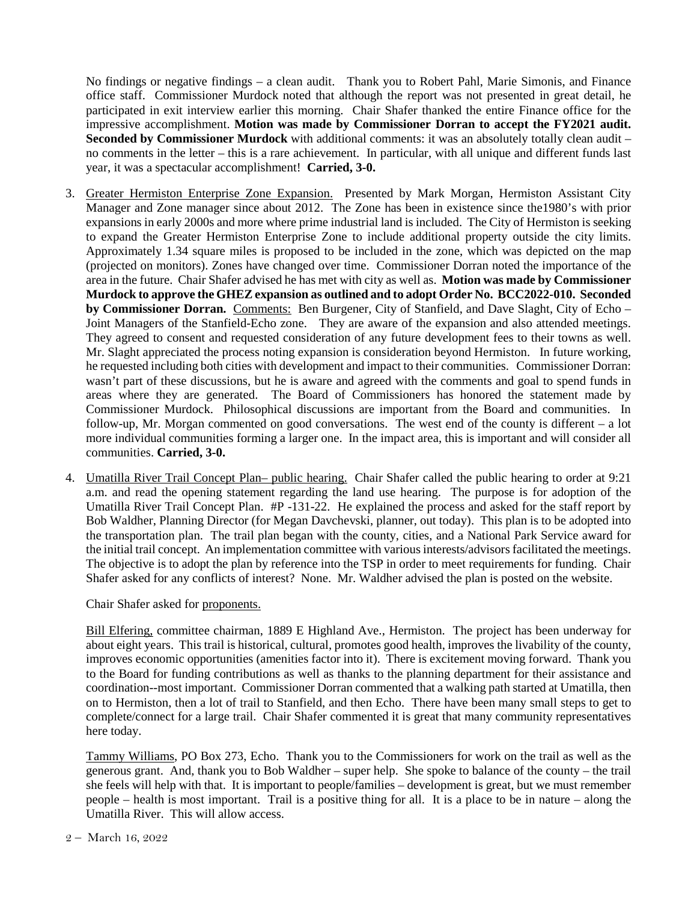No findings or negative findings – a clean audit. Thank you to Robert Pahl, Marie Simonis, and Finance office staff. Commissioner Murdock noted that although the report was not presented in great detail, he participated in exit interview earlier this morning. Chair Shafer thanked the entire Finance office for the impressive accomplishment. **Motion was made by Commissioner Dorran to accept the FY2021 audit. Seconded by Commissioner Murdock** with additional comments: it was an absolutely totally clean audit – no comments in the letter – this is a rare achievement. In particular, with all unique and different funds last year, it was a spectacular accomplishment! **Carried, 3-0.**

3. Greater Hermiston Enterprise Zone Expansion. Presented by Mark Morgan, Hermiston Assistant City Manager and Zone manager since about 2012. The Zone has been in existence since the1980's with prior expansions in early 2000s and more where prime industrial land is included. The City of Hermiston is seeking to expand the Greater Hermiston Enterprise Zone to include additional property outside the city limits. Approximately 1.34 square miles is proposed to be included in the zone, which was depicted on the map (projected on monitors). Zones have changed over time. Commissioner Dorran noted the importance of the area in the future. Chair Shafer advised he has met with city as well as. **Motion was made by Commissioner Murdock to approve the GHEZ expansion as outlined and to adopt Order No. BCC2022-010. Seconded by Commissioner Dorran.** Comments: Ben Burgener, City of Stanfield, and Dave Slaght, City of Echo – Joint Managers of the Stanfield-Echo zone. They are aware of the expansion and also attended meetings. They agreed to consent and requested consideration of any future development fees to their towns as well. Mr. Slaght appreciated the process noting expansion is consideration beyond Hermiston. In future working, he requested including both cities with development and impact to their communities. Commissioner Dorran: wasn't part of these discussions, but he is aware and agreed with the comments and goal to spend funds in areas where they are generated. The Board of Commissioners has honored the statement made by Commissioner Murdock. Philosophical discussions are important from the Board and communities. In follow-up, Mr. Morgan commented on good conversations. The west end of the county is different – a lot more individual communities forming a larger one. In the impact area, this is important and will consider all communities. **Carried, 3-0.**

4. Umatilla River Trail Concept Plan– public hearing. Chair Shafer called the public hearing to order at 9:21 a.m. and read the opening statement regarding the land use hearing. The purpose is for adoption of the Umatilla River Trail Concept Plan. #P -131-22. He explained the process and asked for the staff report by Bob Waldher, Planning Director (for Megan Davchevski, planner, out today). This plan is to be adopted into the transportation plan. The trail plan began with the county, cities, and a National Park Service award for the initial trail concept. An implementation committee with various interests/advisors facilitated the meetings. The objective is to adopt the plan by reference into the TSP in order to meet requirements for funding. Chair Shafer asked for any conflicts of interest? None. Mr. Waldher advised the plan is posted on the website.

   Chair Shafer asked for proponents.

   Bill Elfering, committee chairman, 1889 E Highland Ave., Hermiston. The project has been underway for about eight years. This trail is historical, cultural, promotes good health, improves the livability of the county, improves economic opportunities (amenities factor into it). There is excitement moving forward. Thank you to the Board for funding contributions as well as thanks to the planning department for their assistance and coordination--most important. Commissioner Dorran commented that a walking path started at Umatilla, then on to Hermiston, then a lot of trail to Stanfield, and then Echo. There have been many small steps to get to complete/connect for a large trail. Chair Shafer commented it is great that many community representatives here today.

   Tammy Williams, PO Box 273, Echo. Thank you to the Commissioners for work on the trail as well as the generous grant. And, thank you to Bob Waldher – super help. She spoke to balance of the county – the trail she feels will help with that. It is important to people/families – development is great, but we must remember people – health is most important. Trail is a positive thing for all. It is a place to be in nature – along the Umatilla River. This will allow access.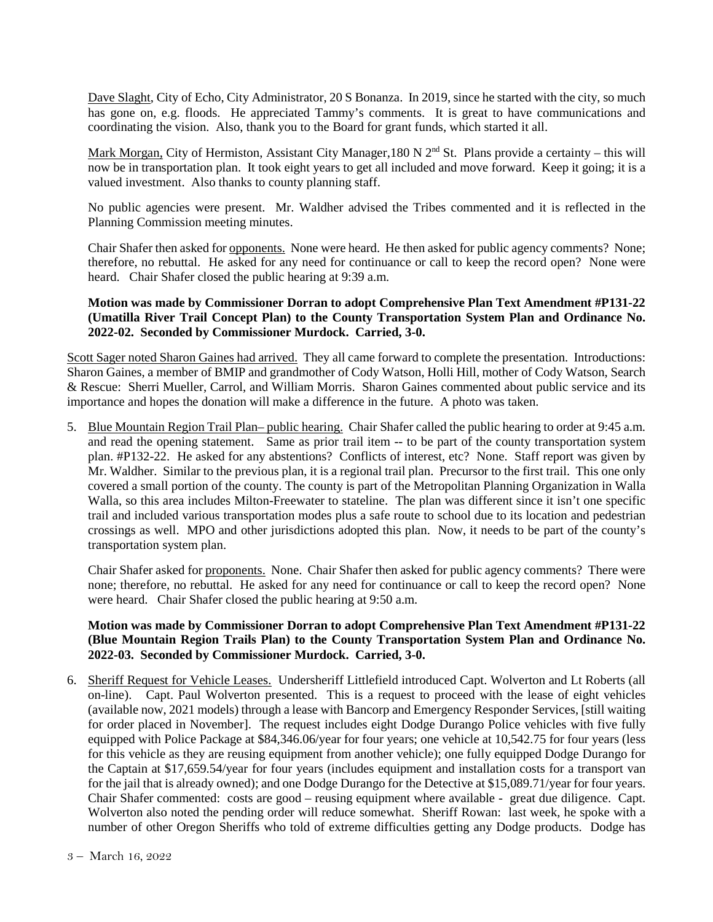Dave Slaght, City of Echo, City Administrator, 20 S Bonanza. In 2019, since he started with the city, so much has gone on, e.g. floods. He appreciated Tammy's comments. It is great to have communications and coordinating the vision. Also, thank you to the Board for grant funds, which started it all.

Mark Morgan, City of Hermiston, Assistant City Manager,180 N 2nd St. Plans provide a certainty – this will now be in transportation plan. It took eight years to get all included and move forward. Keep it going; it is a valued investment. Also thanks to county planning staff.

No public agencies were present. Mr. Waldher advised the Tribes commented and it is reflected in the Planning Commission meeting minutes.

Chair Shafer then asked for opponents. None were heard. He then asked for public agency comments? None; therefore, no rebuttal. He asked for any need for continuance or call to keep the record open? None were heard. Chair Shafer closed the public hearing at 9:39 a.m.

**Motion was made by Commissioner Dorran to adopt Comprehensive Plan Text Amendment #P131-22 (Umatilla River Trail Concept Plan) to the County Transportation System Plan and Ordinance No. 2022-02. Seconded by Commissioner Murdock. Carried, 3-0.**

Scott Sager noted Sharon Gaines had arrived. They all came forward to complete the presentation. Introductions: Sharon Gaines, a member of BMIP and grandmother of Cody Watson, Holli Hill, mother of Cody Watson, Search & Rescue: Sherri Mueller, Carrol, and William Morris. Sharon Gaines commented about public service and its importance and hopes the donation will make a difference in the future. A photo was taken.

5. Blue Mountain Region Trail Plan– public hearing. Chair Shafer called the public hearing to order at 9:45 a.m. and read the opening statement. Same as prior trail item -- to be part of the county transportation system plan. #P132-22. He asked for any abstentions? Conflicts of interest, etc? None. Staff report was given by Mr. Waldher. Similar to the previous plan, it is a regional trail plan. Precursor to the first trail. This one only covered a small portion of the county. The county is part of the Metropolitan Planning Organization in Walla Walla, so this area includes Milton-Freewater to stateline. The plan was different since it isn't one specific trail and included various transportation modes plus a safe route to school due to its location and pedestrian crossings as well. MPO and other jurisdictions adopted this plan. Now, it needs to be part of the county's transportation system plan.

   Chair Shafer asked for proponents. None. Chair Shafer then asked for public agency comments? There were none; therefore, no rebuttal. He asked for any need for continuance or call to keep the record open? None were heard. Chair Shafer closed the public hearing at 9:50 a.m.

   **Motion was made by Commissioner Dorran to adopt Comprehensive Plan Text Amendment #P131-22 (Blue Mountain Region Trails Plan) to the County Transportation System Plan and Ordinance No. 2022-03. Seconded by Commissioner Murdock. Carried, 3-0.**

6. Sheriff Request for Vehicle Leases. Undersheriff Littlefield introduced Capt. Wolverton and Lt Roberts (all on-line). Capt. Paul Wolverton presented. This is a request to proceed with the lease of eight vehicles (available now, 2021 models) through a lease with Bancorp and Emergency Responder Services, [still waiting for order placed in November]. The request includes eight Dodge Durango Police vehicles with five fully equipped with Police Package at $84,346.06/year for four years; one vehicle at 10,542.75 for four years (less for this vehicle as they are reusing equipment from another vehicle); one fully equipped Dodge Durango for the Captain at $17,659.54/year for four years (includes equipment and installation costs for a transport van for the jail that is already owned); and one Dodge Durango for the Detective at $15,089.71/year for four years. Chair Shafer commented: costs are good – reusing equipment where available - great due diligence. Capt. Wolverton also noted the pending order will reduce somewhat. Sheriff Rowan: last week, he spoke with a number of other Oregon Sheriffs who told of extreme difficulties getting any Dodge products. Dodge has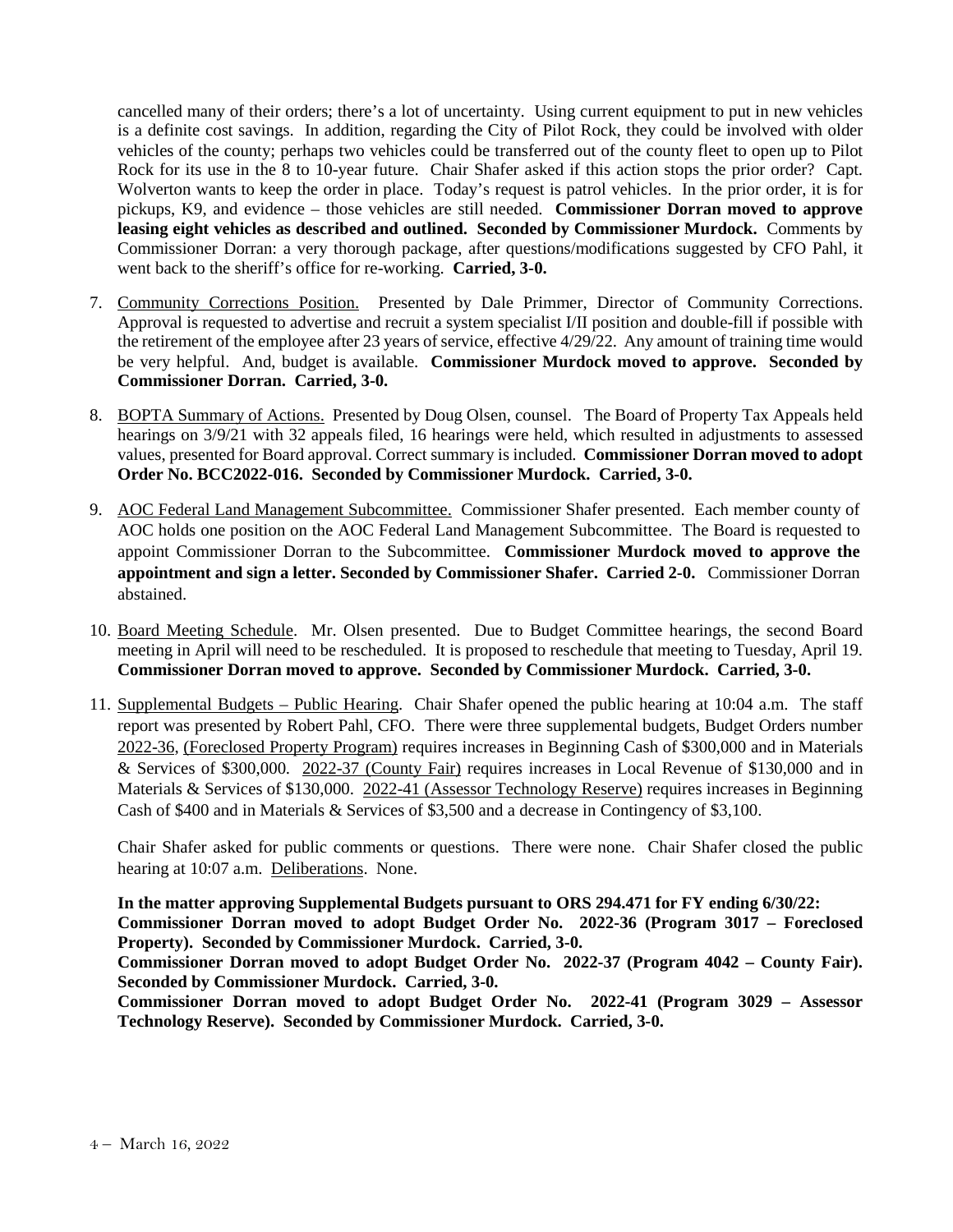cancelled many of their orders; there's a lot of uncertainty. Using current equipment to put in new vehicles is a definite cost savings. In addition, regarding the City of Pilot Rock, they could be involved with older vehicles of the county; perhaps two vehicles could be transferred out of the county fleet to open up to Pilot Rock for its use in the 8 to 10-year future. Chair Shafer asked if this action stops the prior order? Capt. Wolverton wants to keep the order in place. Today's request is patrol vehicles. In the prior order, it is for pickups, K9, and evidence – those vehicles are still needed. **Commissioner Dorran moved to approve leasing eight vehicles as described and outlined. Seconded by Commissioner Murdock.** Comments by Commissioner Dorran: a very thorough package, after questions/modifications suggested by CFO Pahl, it went back to the sheriff's office for re-working. **Carried, 3-0.**

7. Community Corrections Position. Presented by Dale Primmer, Director of Community Corrections. Approval is requested to advertise and recruit a system specialist I/II position and double-fill if possible with the retirement of the employee after 23 years of service, effective 4/29/22. Any amount of training time would be very helpful. And, budget is available. **Commissioner Murdock moved to approve. Seconded by Commissioner Dorran. Carried, 3-0.**

8. BOPTA Summary of Actions. Presented by Doug Olsen, counsel. The Board of Property Tax Appeals held hearings on 3/9/21 with 32 appeals filed, 16 hearings were held, which resulted in adjustments to assessed values, presented for Board approval. Correct summary is included. **Commissioner Dorran moved to adopt Order No. BCC2022-016. Seconded by Commissioner Murdock. Carried, 3-0.**

9. AOC Federal Land Management Subcommittee. Commissioner Shafer presented. Each member county of AOC holds one position on the AOC Federal Land Management Subcommittee. The Board is requested to appoint Commissioner Dorran to the Subcommittee. **Commissioner Murdock moved to approve the appointment and sign a letter. Seconded by Commissioner Shafer. Carried 2-0.** Commissioner Dorran abstained.

10. Board Meeting Schedule. Mr. Olsen presented. Due to Budget Committee hearings, the second Board meeting in April will need to be rescheduled. It is proposed to reschedule that meeting to Tuesday, April 19. **Commissioner Dorran moved to approve. Seconded by Commissioner Murdock. Carried, 3-0.**

11. Supplemental Budgets – Public Hearing. Chair Shafer opened the public hearing at 10:04 a.m. The staff report was presented by Robert Pahl, CFO. There were three supplemental budgets, Budget Orders number 2022-36, (Foreclosed Property Program) requires increases in Beginning Cash of $300,000 and in Materials & Services of $300,000. 2022-37 (County Fair) requires increases in Local Revenue of $130,000 and in Materials & Services of $130,000. 2022-41 (Assessor Technology Reserve) requires increases in Beginning Cash of $400 and in Materials & Services of $3,500 and a decrease in Contingency of $3,100.

    Chair Shafer asked for public comments or questions. There were none. Chair Shafer closed the public hearing at 10:07 a.m. Deliberations. None.

    **In the matter approving Supplemental Budgets pursuant to ORS 294.471 for FY ending 6/30/22:**
    **Commissioner Dorran moved to adopt Budget Order No. 2022-36 (Program 3017 – Foreclosed Property). Seconded by Commissioner Murdock. Carried, 3-0.**
    **Commissioner Dorran moved to adopt Budget Order No. 2022-37 (Program 4042 – County Fair). Seconded by Commissioner Murdock. Carried, 3-0.**
    **Commissioner Dorran moved to adopt Budget Order No. 2022-41 (Program 3029 – Assessor Technology Reserve). Seconded by Commissioner Murdock. Carried, 3-0.**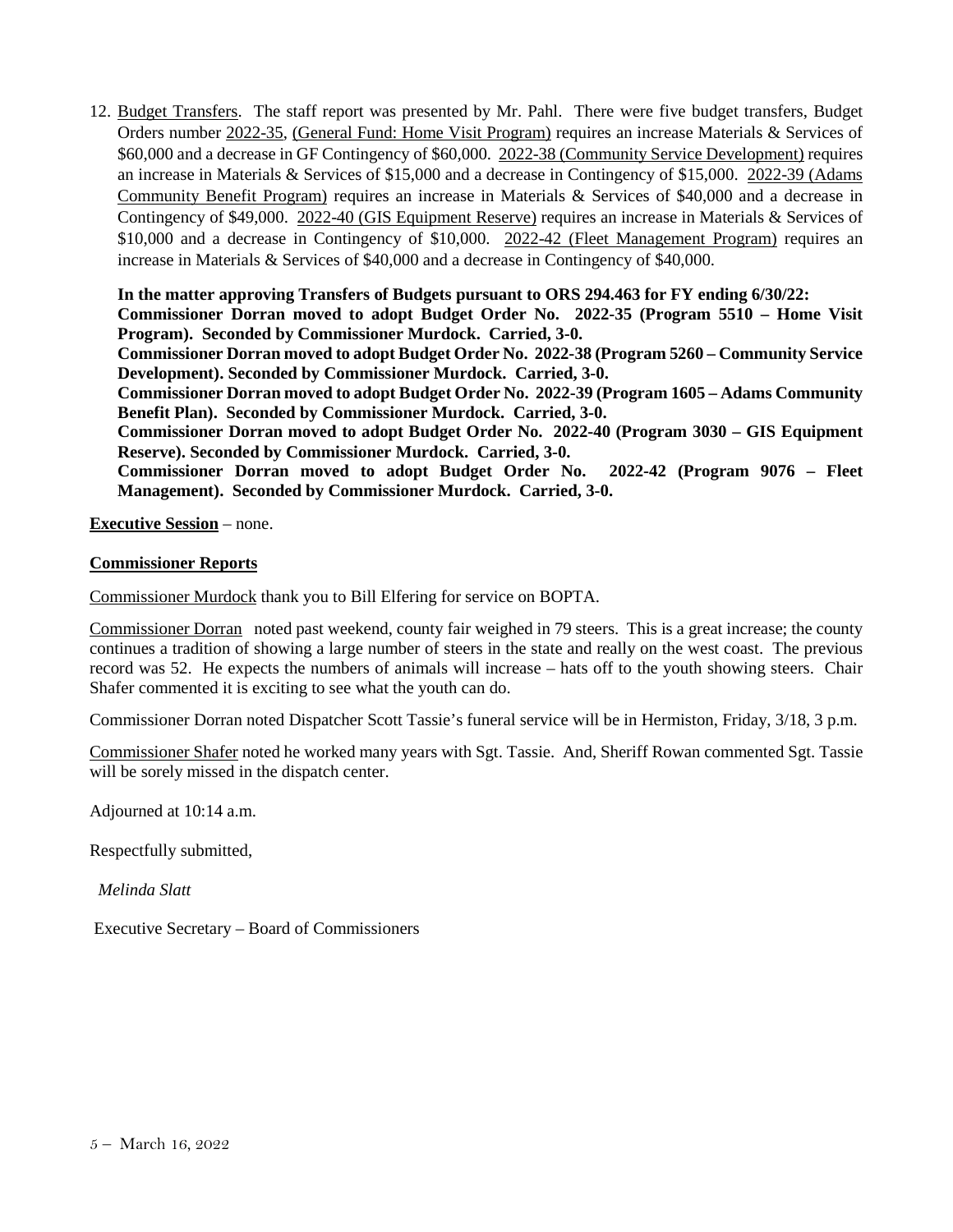12. Budget Transfers. The staff report was presented by Mr. Pahl. There were five budget transfers, Budget Orders number 2022-35, (General Fund: Home Visit Program) requires an increase Materials & Services of $60,000 and a decrease in GF Contingency of $60,000. 2022-38 (Community Service Development) requires an increase in Materials & Services of $15,000 and a decrease in Contingency of $15,000. 2022-39 (Adams Community Benefit Program) requires an increase in Materials & Services of $40,000 and a decrease in Contingency of $49,000. 2022-40 (GIS Equipment Reserve) requires an increase in Materials & Services of $10,000 and a decrease in Contingency of $10,000. 2022-42 (Fleet Management Program) requires an increase in Materials & Services of $40,000 and a decrease in Contingency of $40,000.

    **In the matter approving Transfers of Budgets pursuant to ORS 294.463 for FY ending 6/30/22:**
    **Commissioner Dorran moved to adopt Budget Order No. 2022-35 (Program 5510 – Home Visit Program). Seconded by Commissioner Murdock. Carried, 3-0.**
    **Commissioner Dorran moved to adopt Budget Order No. 2022-38 (Program 5260 – Community Service Development). Seconded by Commissioner Murdock. Carried, 3-0.**
    **Commissioner Dorran moved to adopt Budget Order No. 2022-39 (Program 1605 – Adams Community Benefit Plan). Seconded by Commissioner Murdock. Carried, 3-0.**
    **Commissioner Dorran moved to adopt Budget Order No. 2022-40 (Program 3030 – GIS Equipment Reserve). Seconded by Commissioner Murdock. Carried, 3-0.**
    **Commissioner Dorran moved to adopt Budget Order No. 2022-42 (Program 9076 – Fleet Management). Seconded by Commissioner Murdock. Carried, 3-0.**

**Executive Session** – none.

**Commissioner Reports**

Commissioner Murdock thank you to Bill Elfering for service on BOPTA.

Commissioner Dorran noted past weekend, county fair weighed in 79 steers. This is a great increase; the county continues a tradition of showing a large number of steers in the state and really on the west coast. The previous record was 52. He expects the numbers of animals will increase – hats off to the youth showing steers. Chair Shafer commented it is exciting to see what the youth can do.

Commissioner Dorran noted Dispatcher Scott Tassie's funeral service will be in Hermiston, Friday, 3/18, 3 p.m.

Commissioner Shafer noted he worked many years with Sgt. Tassie. And, Sheriff Rowan commented Sgt. Tassie will be sorely missed in the dispatch center.

Adjourned at 10:14 a.m.

Respectfully submitted,

*Melinda Slatt*

Executive Secretary – Board of Commissioners